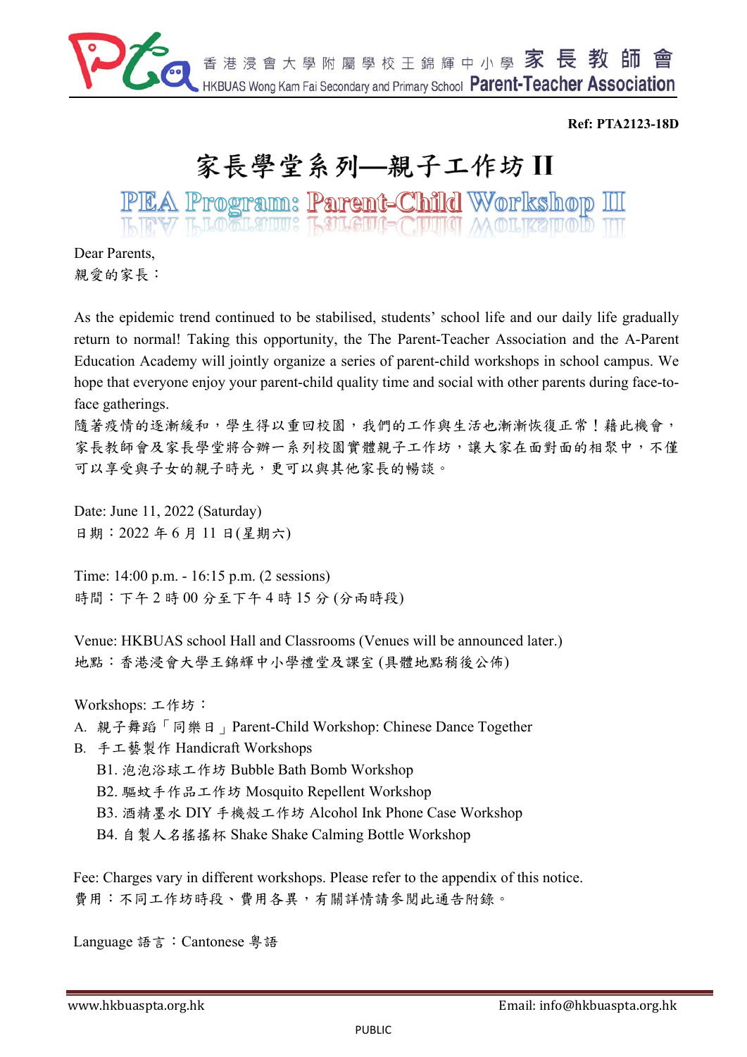Ref: PTA2123-18D

# 家長學堂系列—親子工作坊 II

## PEA Program: Parent-Child Workshop III

Dear Parents,
親愛的家長：

As the epidemic trend continued to be stabilised, students' school life and our daily life gradually return to normal! Taking this opportunity, the The Parent-Teacher Association and the A-Parent Education Academy will jointly organize a series of parent-child workshops in school campus. We hope that everyone enjoy your parent-child quality time and social with other parents during face-to-face gatherings.
隨著疫情的逐漸緩和，學生得以重回校園，我們的工作與生活也漸漸恢復正常！藉此機會，家長教師會及家長學堂將合辦一系列校園實體親子工作坊，讓大家在面對面的相聚中，不僅可以享受與子女的親子時光，更可以與其他家長的暢談。

Date: June 11, 2022 (Saturday)
日期：2022 年 6 月 11 日(星期六)

Time: 14:00 p.m. - 16:15 p.m. (2 sessions)
時間：下午 2 時 00 分至下午 4 時 15 分 (分兩時段)

Venue: HKBUAS school Hall and Classrooms (Venues will be announced later.)
地點：香港浸會大學王錦輝中小學禮堂及課室 (具體地點稍後公佈)

Workshops: 工作坊：

A. 親子舞蹈「同樂日」Parent-Child Workshop: Chinese Dance Together
B. 手工藝製作 Handicraft Workshops
   - B1. 泡泡浴球工作坊 Bubble Bath Bomb Workshop
   - B2. 驅蚊手作品工作坊 Mosquito Repellent Workshop
   - B3. 酒精墨水 DIY 手機殼工作坊 Alcohol Ink Phone Case Workshop
   - B4. 自製人名搖搖杯 Shake Shake Calming Bottle Workshop

Fee: Charges vary in different workshops. Please refer to the appendix of this notice.
費用：不同工作坊時段、費用各異，有關詳情請參閱此通告附錄。

Language 語言：Cantonese 粵語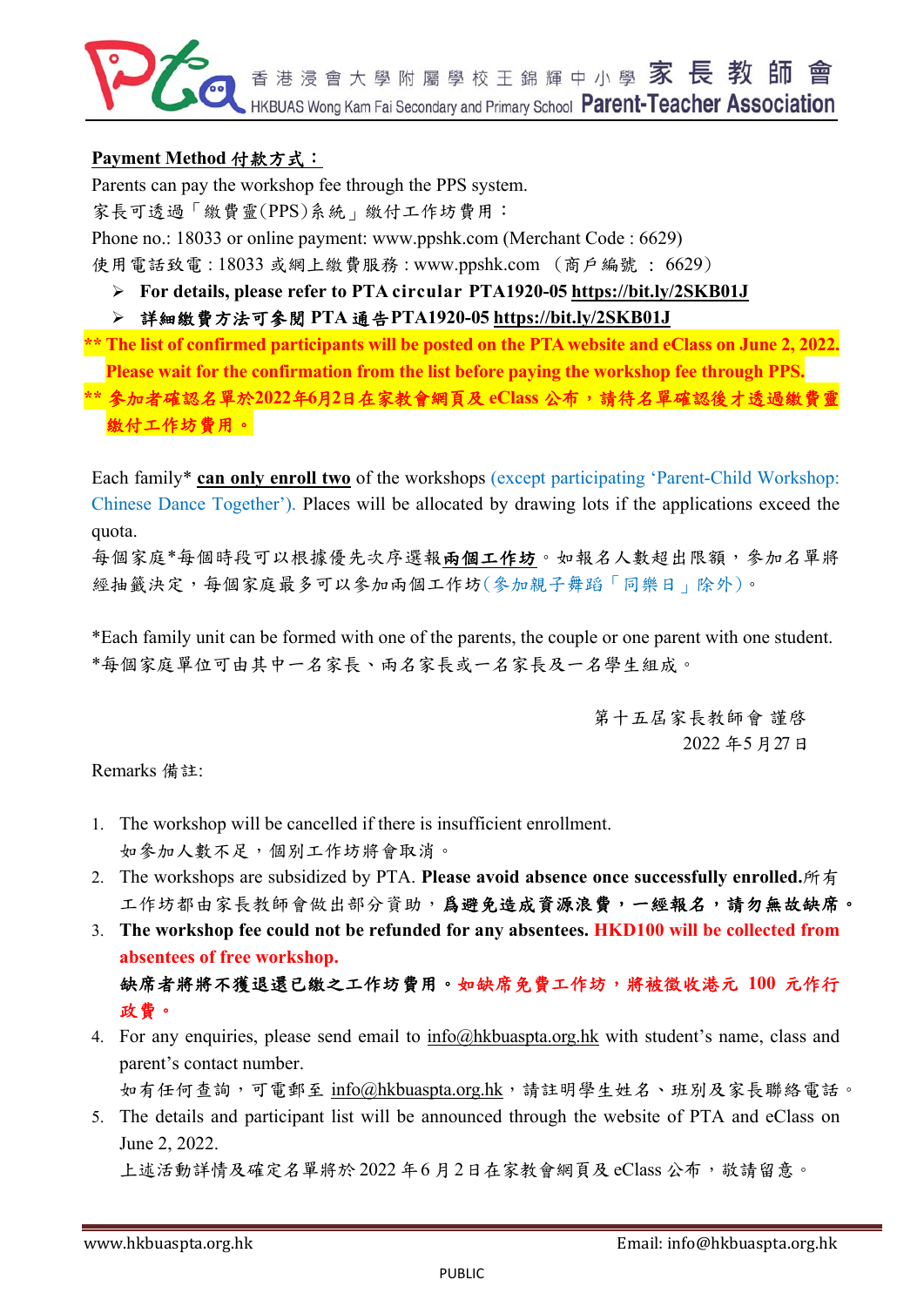**Payment Method 付款方式：**

Parents can pay the workshop fee through the PPS system.

家長可透過「繳費靈(PPS)系統」繳付工作坊費用：

Phone no.: 18033 or online payment: www.ppshk.com (Merchant Code : 6629)

使用電話致電 : 18033 或網上繳費服務 : www.ppshk.com （商戶編號 ： 6629）

- **For details, please refer to PTA circular PTA1920-05 https://bit.ly/2SKB01J**
- **詳細繳費方法可參閱 PTA 通告PTA1920-05 https://bit.ly/2SKB01J**

**\*\* The list of confirmed participants will be posted on the PTA website and eClass on June 2, 2022. Please wait for the confirmation from the list before paying the workshop fee through PPS.**

**\*\* 參加者確認名單於2022年6月2日在家教會網頁及 eClass 公布，請待名單確認後才透過繳費靈繳付工作坊費用。**

Each family* **can only enroll two** of the workshops (except participating 'Parent-Child Workshop: Chinese Dance Together'). Places will be allocated by drawing lots if the applications exceed the quota.

每個家庭*每個時段可以根據優先次序選報**兩個工作坊**。如報名人數超出限額，參加名單將經抽籤決定，每個家庭最多可以參加兩個工作坊(參加親子舞蹈「同樂日」除外)。

*Each family unit can be formed with one of the parents, the couple or one parent with one student.

*每個家庭單位可由其中一名家長、兩名家長或一名家長及一名學生組成。

第十五屆家長教師會 謹啓

2022 年5 月27 日

Remarks 備註:

1. The workshop will be cancelled if there is insufficient enrollment.
   如參加人數不足，個別工作坊將會取消。
2. The workshops are subsidized by PTA. **Please avoid absence once successfully enrolled.**所有工作坊都由家長教師會做出部分資助，**爲避免造成資源浪費，一經報名，請勿無故缺席。**
3. **The workshop fee could not be refunded for any absentees. HKD100 will be collected from absentees of free workshop.**
   **缺席者將將不獲退還已繳之工作坊費用。如缺席免費工作坊，將被徵收港元 100 元作行政費。**
4. For any enquiries, please send email to info@hkbuaspta.org.hk with student's name, class and parent's contact number.
   如有任何查詢，可電郵至 info@hkbuaspta.org.hk，請註明學生姓名、班別及家長聯絡電話。
5. The details and participant list will be announced through the website of PTA and eClass on June 2, 2022.
   上述活動詳情及確定名單將於 2022 年6 月2 日在家教會網頁及 eClass 公布，敬請留意。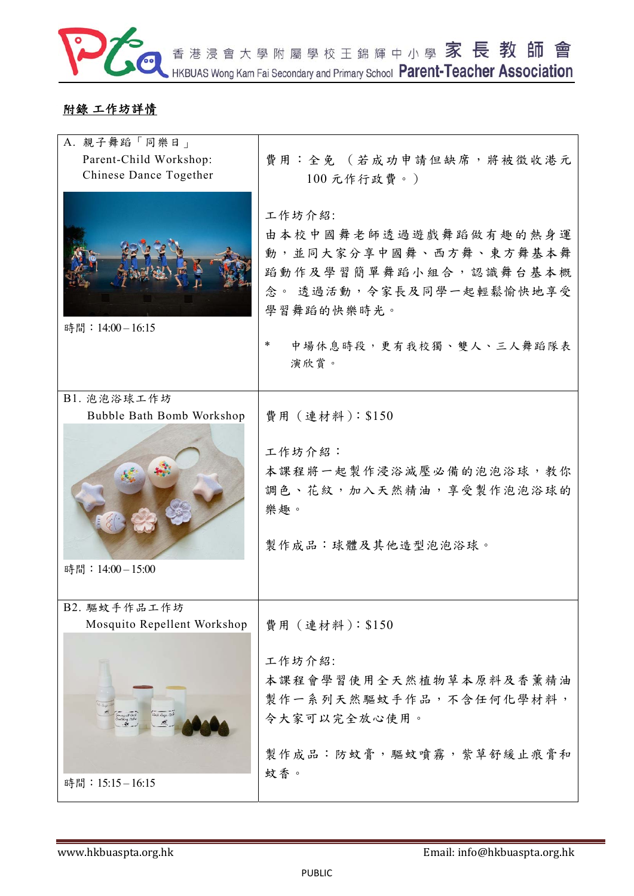## 附錄 工作坊詳情

| | |
|---|---|
| A. 親子舞蹈「同樂日」<br>Parent-Child Workshop:<br>Chinese Dance Together<br><br>時間：14:00 – 16:15 | 費用：全免（若成功申請但缺席，將被徵收港元100元作行政費。）<br><br>工作坊介紹:<br>由本校中國舞老師透過遊戲舞蹈做有趣的熱身運動，並同大家分享中國舞、西方舞、東方舞基本舞蹈動作及學習簡單舞蹈小組合，認識舞台基本概念。 透過活動，令家長及同學一起輕鬆愉快地享受學習舞蹈的快樂時光。<br><br>* 中場休息時段，更有我校獨、雙人、三人舞蹈隊表演欣賞。 |
| B1. 泡泡浴球工作坊<br>Bubble Bath Bomb Workshop<br><br>時間：14:00 – 15:00 | 費用（連材料）: $150<br><br>工作坊介紹：<br>本課程將一起製作浸浴減壓必備的泡泡浴球，教你調色、花紋，加入天然精油，享受製作泡泡浴球的樂趣。<br><br>製作成品：球體及其他造型泡泡浴球。 |
| B2. 驅蚊手作品工作坊<br>Mosquito Repellent Workshop<br><br>時間：15:15 – 16:15 | 費用（連材料）: $150<br><br>工作坊介紹:<br>本課程會學習使用全天然植物草本原料及香薰精油製作一系列天然驅蚊手作品，不含任何化學材料，令大家可以完全放心使用。<br><br>製作成品：防蚊膏，驅蚊噴霧，紫草舒緩止痕膏和蚊香。 |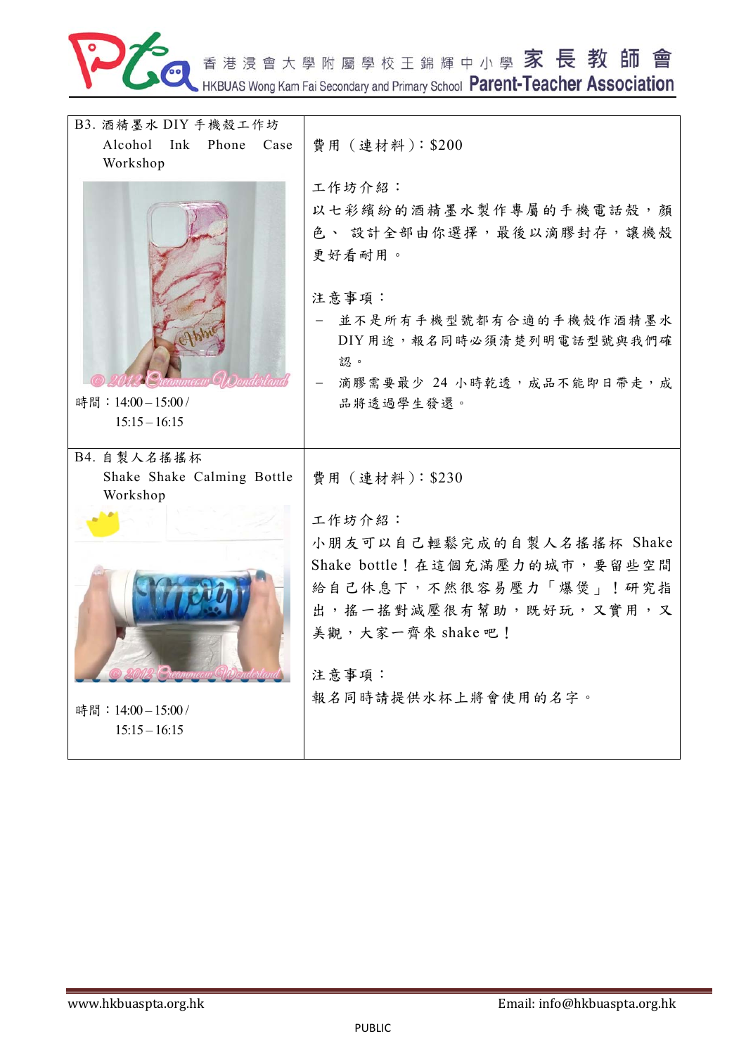| B3. 酒精墨水 DIY 手機殼工作坊 Alcohol Ink Phone Case Workshop<br><br>時間：14:00 – 15:00 / 15:15 – 16:15 | 費用（連材料）：$200<br><br>工作坊介紹：<br>以七彩繽紛的酒精墨水製作專屬的手機電話殼，顏色、設計全部由你選擇，最後以滴膠封存，讓機殼更好看耐用。<br><br>注意事項：<br>– 並不是所有手機型號都有合適的手機殼作酒精墨水 DIY 用途，報名同時必須清楚列明電話型號與我們確認。<br>– 滴膠需要最少 24 小時乾透，成品不能即日帶走，成品將透過學生發還。 |
|---|---|
| B4. 自製人名搖搖杯 Shake Shake Calming Bottle Workshop<br><br>時間：14:00 – 15:00 / 15:15 – 16:15 | 費用（連材料）：$230<br><br>工作坊介紹：<br>小朋友可以自己輕鬆完成的自製人名搖搖杯 Shake Shake bottle！在這個充滿壓力的城市，要留些空間給自己休息下，不然很容易壓力「爆煲」！研究指出，搖一搖對減壓很有幫助，既好玩，又實用，又美觀，大家一齊來 shake 吧！<br><br>注意事項：<br>報名同時請提供水杯上將會使用的名字。 |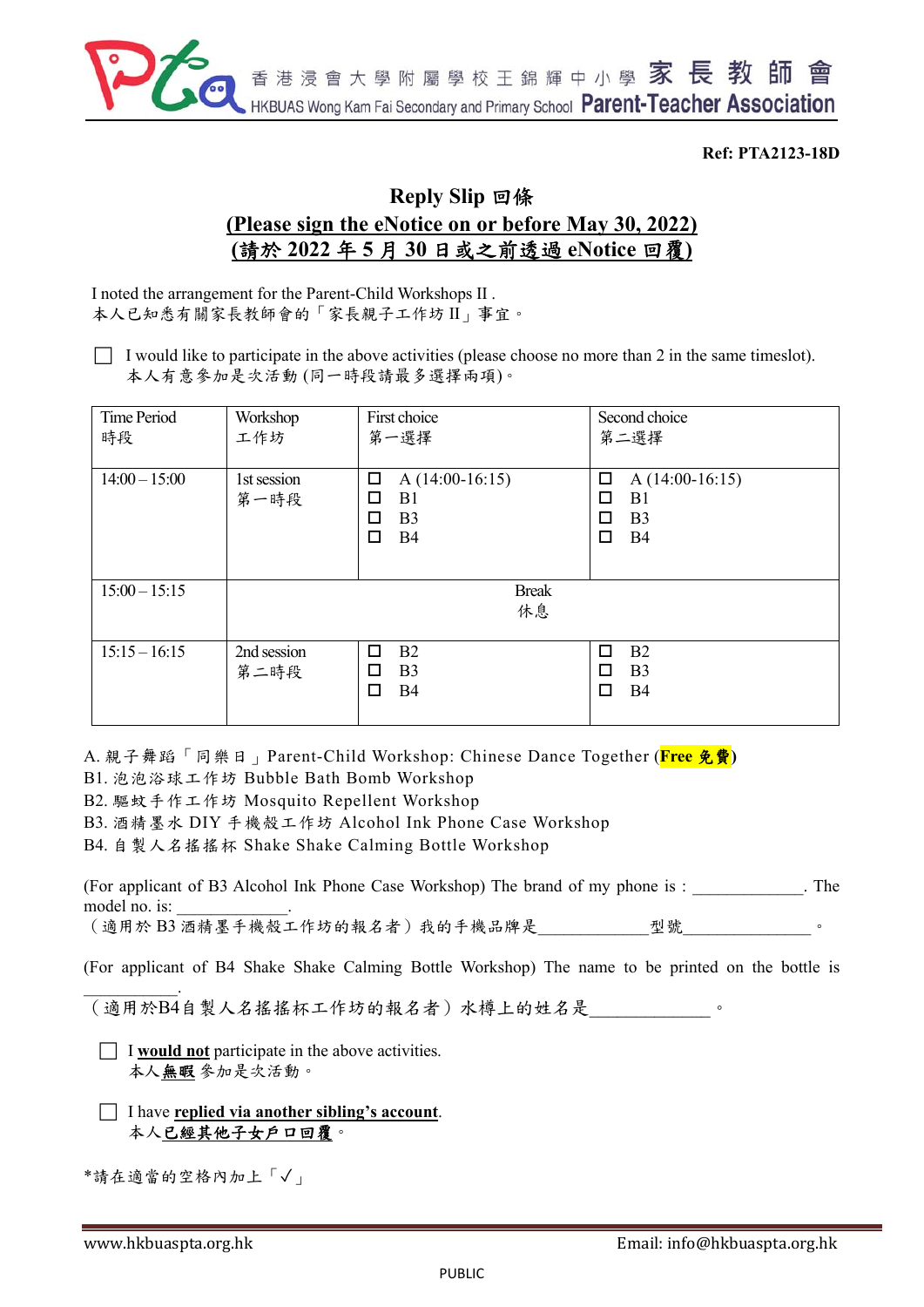**Ref: PTA2123-18D**

# Reply Slip 回條

## (Please sign the eNotice on or before May 30, 2022)

## (請於 2022 年 5 月 30 日或之前透過 eNotice 回覆)

I noted the arrangement for the Parent-Child Workshops II .
本人已知悉有關家長教師會的「家長親子工作坊 II」事宜。

☐ I would like to participate in the above activities (please choose no more than 2 in the same timeslot).
本人有意參加是次活動 (同一時段請最多選擇兩項)。

| Time Period 時段 | Workshop 工作坊 | First choice 第一選擇 | Second choice 第二選擇 |
|---|---|---|---|
| 14:00 – 15:00 | 1st session 第一時段 | ☐ A (14:00-16:15)<br>☐ B1<br>☐ B3<br>☐ B4 | ☐ A (14:00-16:15)<br>☐ B1<br>☐ B3<br>☐ B4 |
| 15:00 – 15:15 | Break 休息 | | |
| 15:15 – 16:15 | 2nd session 第二時段 | ☐ B2<br>☐ B3<br>☐ B4 | ☐ B2<br>☐ B3<br>☐ B4 |

A. 親子舞蹈「同樂日」Parent-Child Workshop: Chinese Dance Together (**Free 免費**)
B1. 泡泡浴球工作坊 Bubble Bath Bomb Workshop
B2. 驅蚊手作工作坊 Mosquito Repellent Workshop
B3. 酒精墨水 DIY 手機殼工作坊 Alcohol Ink Phone Case Workshop
B4. 自製人名搖搖杯 Shake Shake Calming Bottle Workshop

(For applicant of B3 Alcohol Ink Phone Case Workshop) The brand of my phone is : _____________. The model no. is: _____________.
(適用於 B3 酒精墨手機殼工作坊的報名者) 我的手機品牌是_____________型號_______________。

(For applicant of B4 Shake Shake Calming Bottle Workshop) The name to be printed on the bottle is ___________.
(適用於B4自製人名搖搖杯工作坊的報名者) 水樽上的姓名是_____________。

☐ I **would not** participate in the above activities.
本人**無暇**參加是次活動。

☐ I have **replied via another sibling's account**.
本人**已經其他子女戶口回覆**。

*請在適當的空格內加上「✓」

www.hkbuaspta.org.hk　　Email: info@hkbuaspta.org.hk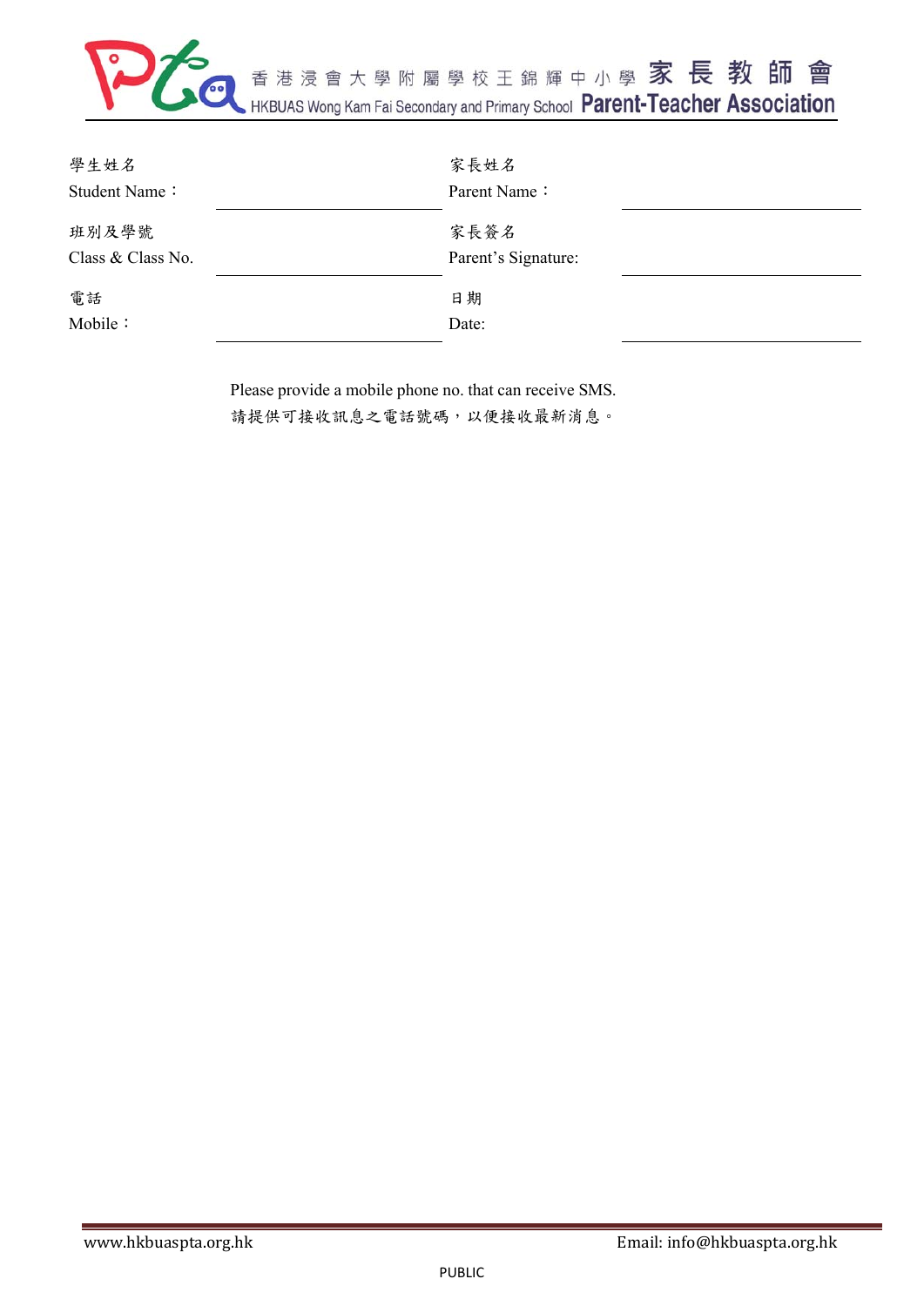| | | | |
|---|---|---|---|
| 學生姓名<br>Student Name： | | 家長姓名<br>Parent Name： | |
| 班別及學號<br>Class & Class No. | | 家長簽名<br>Parent's Signature: | |
| 電話<br>Mobile： | | 日期<br>Date: | |

Please provide a mobile phone no. that can receive SMS.

請提供可接收訊息之電話號碼，以便接收最新消息。